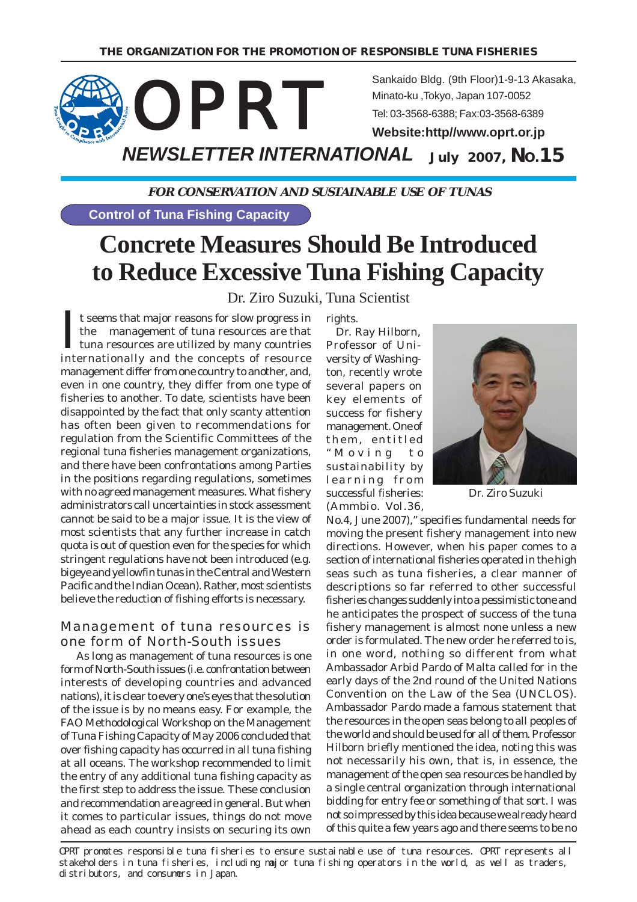THE ORGANIZATION FOR THE PROMOTION OF RESPONSIBLE TUNA FISHERIES

# OPRT

Sankaido Bldg. (9th Floor)1-9-13 Akasaka, Minato-ku ,Tokyo, Japan 107-0052
Tel: 03-3568-6388; Fax:03-3568-6389
**Website:http//www.oprt.or.jp**

**NEWSLETTER INTERNATIONAL** July 2007, No.15

***FOR CONSERVATION AND SUSTAINABLE USE OF TUNAS***

**Control of Tuna Fishing Capacity**

# Concrete Measures Should Be Introduced to Reduce Excessive Tuna Fishing Capacity

Dr. Ziro Suzuki, Tuna Scientist

It seems that major reasons for slow progress in the management of tuna resources are that tuna resources are utilized by many countries internationally and the concepts of resource management differ from one country to another, and, even in one country, they differ from one type of fisheries to another. To date, scientists have been disappointed by the fact that only scanty attention has often been given to recommendations for regulation from the Scientific Committees of the regional tuna fisheries management organizations, and there have been confrontations among Parties in the positions regarding regulations, sometimes with no agreed management measures. What fishery administrators call uncertainties in stock assessment cannot be said to be a major issue. It is the view of most scientists that any further increase in catch quota is out of question even for the species for which stringent regulations have not been introduced (e.g. bigeye and yellowfin tunas in the Central and Western Pacific and the Indian Ocean). Rather, most scientists believe the reduction of fishing efforts is necessary.

## Management of tuna resources is one form of North-South issues

As long as management of tuna resources is one form of North-South issues (i.e. confrontation between interests of developing countries and advanced nations), it is clear to every one's eyes that the solution of the issue is by no means easy. For example, the FAO Methodological Workshop on the Management of Tuna Fishing Capacity of May 2006 concluded that over fishing capacity has occurred in all tuna fishing at all oceans. The workshop recommended to limit the entry of any additional tuna fishing capacity as the first step to address the issue. These conclusion and recommendation are agreed in general. But when it comes to particular issues, things do not move ahead as each country insists on securing its own rights.

Dr. Ray Hilborn, Professor of University of Washington, recently wrote several papers on key elements of success for fishery management. One of them, entitled "Moving to sustainability by learning from successful fisheries: (Ammbio. Vol.36, No.4, June 2007)," specifies fundamental needs for moving the present fishery management into new directions. However, when his paper comes to a section of international fisheries operated in the high seas such as tuna fisheries, a clear manner of descriptions so far referred to other successful fisheries changes suddenly into a pessimistic tone and he anticipates the prospect of success of the tuna fishery management is almost none unless a new order is formulated. The new order he referred to is, in one word, nothing so different from what Ambassador Arbid Pardo of Malta called for in the early days of the 2nd round of the United Nations Convention on the Law of the Sea (UNCLOS). Ambassador Pardo made a famous statement that the resources in the open seas belong to all peoples of the world and should be used for all of them. Professor Hilborn briefly mentioned the idea, noting this was not necessarily his own, that is, in essence, the management of the open sea resources be handled by a single central organization through international bidding for entry fee or something of that sort. I was not so impressed by this idea because we already heard of this quite a few years ago and there seems to be no

Dr. Ziro Suzuki

OPRT promotes responsible tuna fisheries to ensure sustainable use of tuna resources. OPRT represents all stakeholders in tuna fisheries, including major tuna fishing operators in the world, as well as traders, distributors, and consumers in Japan.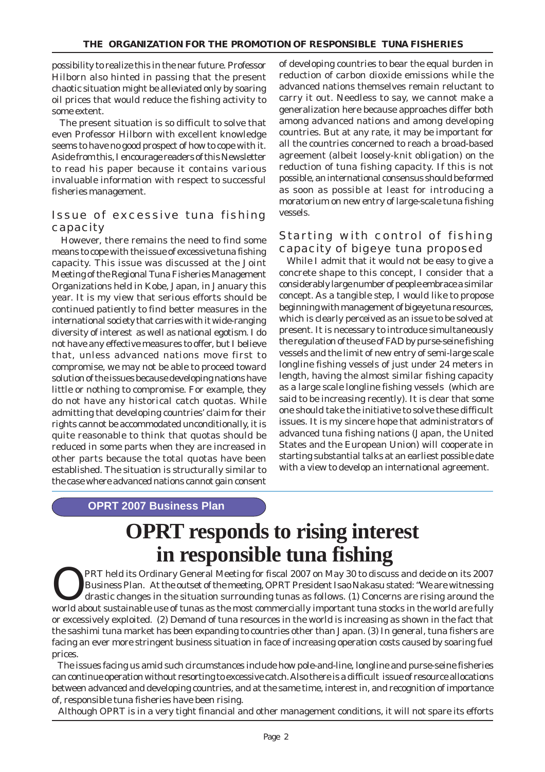possibility to realize this in the near future. Professor Hilborn also hinted in passing that the present chaotic situation might be alleviated only by soaring oil prices that would reduce the fishing activity to some extent.

The present situation is so difficult to solve that even Professor Hilborn with excellent knowledge seems to have no good prospect of how to cope with it. Aside from this, I encourage readers of this Newsletter to read his paper because it contains various invaluable information with respect to successful fisheries management.

## Issue of excessive tuna fishing capacity

However, there remains the need to find some means to cope with the issue of excessive tuna fishing capacity. This issue was discussed at the Joint Meeting of the Regional Tuna Fisheries Management Organizations held in Kobe, Japan, in January this year. It is my view that serious efforts should be continued patiently to find better measures in the international society that carries with it wide-ranging diversity of interest as well as national egotism. I do not have any effective measures to offer, but I believe that, unless advanced nations move first to compromise, we may not be able to proceed toward solution of the issues because developing nations have little or nothing to compromise. For example, they do not have any historical catch quotas. While admitting that developing countries' claim for their rights cannot be accommodated unconditionally, it is quite reasonable to think that quotas should be reduced in some parts when they are increased in other parts because the total quotas have been established. The situation is structurally similar to the case where advanced nations cannot gain consent of developing countries to bear the equal burden in reduction of carbon dioxide emissions while the advanced nations themselves remain reluctant to carry it out. Needless to say, we cannot make a generalization here because approaches differ both among advanced nations and among developing countries. But at any rate, it may be important for all the countries concerned to reach a broad-based agreement (albeit loosely-knit obligation) on the reduction of tuna fishing capacity. If this is not possible, an international consensus should be formed as soon as possible at least for introducing a moratorium on new entry of large-scale tuna fishing vessels.

## Starting with control of fishing capacity of bigeye tuna proposed

While I admit that it would not be easy to give a concrete shape to this concept, I consider that a considerably large number of people embrace a similar concept. As a tangible step, I would like to propose beginning with management of bigeye tuna resources, which is clearly perceived as an issue to be solved at present. It is necessary to introduce simultaneously the regulation of the use of FAD by purse-seine fishing vessels and the limit of new entry of semi-large scale longline fishing vessels of just under 24 meters in length, having the almost similar fishing capacity as a large scale longline fishing vessels (which are said to be increasing recently). It is clear that some one should take the initiative to solve these difficult issues. It is my sincere hope that administrators of advanced tuna fishing nations (Japan, the United States and the European Union) will cooperate in starting substantial talks at an earliest possible date with a view to develop an international agreement.

**OPRT 2007 Business Plan**

# OPRT responds to rising interest in responsible tuna fishing

OPRT held its Ordinary General Meeting for fiscal 2007 on May 30 to discuss and decide on its 2007 Business Plan. At the outset of the meeting, OPRT President Isao Nakasu stated: "We are witnessing drastic changes in the situation surrounding tunas as follows. (1) Concerns are rising around the world about sustainable use of tunas as the most commercially important tuna stocks in the world are fully or excessively exploited. (2) Demand of tuna resources in the world is increasing as shown in the fact that the sashimi tuna market has been expanding to countries other than Japan. (3) In general, tuna fishers are facing an ever more stringent business situation in face of increasing operation costs caused by soaring fuel prices.

The issues facing us amid such circumstances include how pole-and-line, longline and purse-seine fisheries can continue operation without resorting to excessive catch. Also there is a difficult issue of resource allocations between advanced and developing countries, and at the same time, interest in, and recognition of importance of, responsible tuna fisheries have been rising.

Although OPRT is in a very tight financial and other management conditions, it will not spare its efforts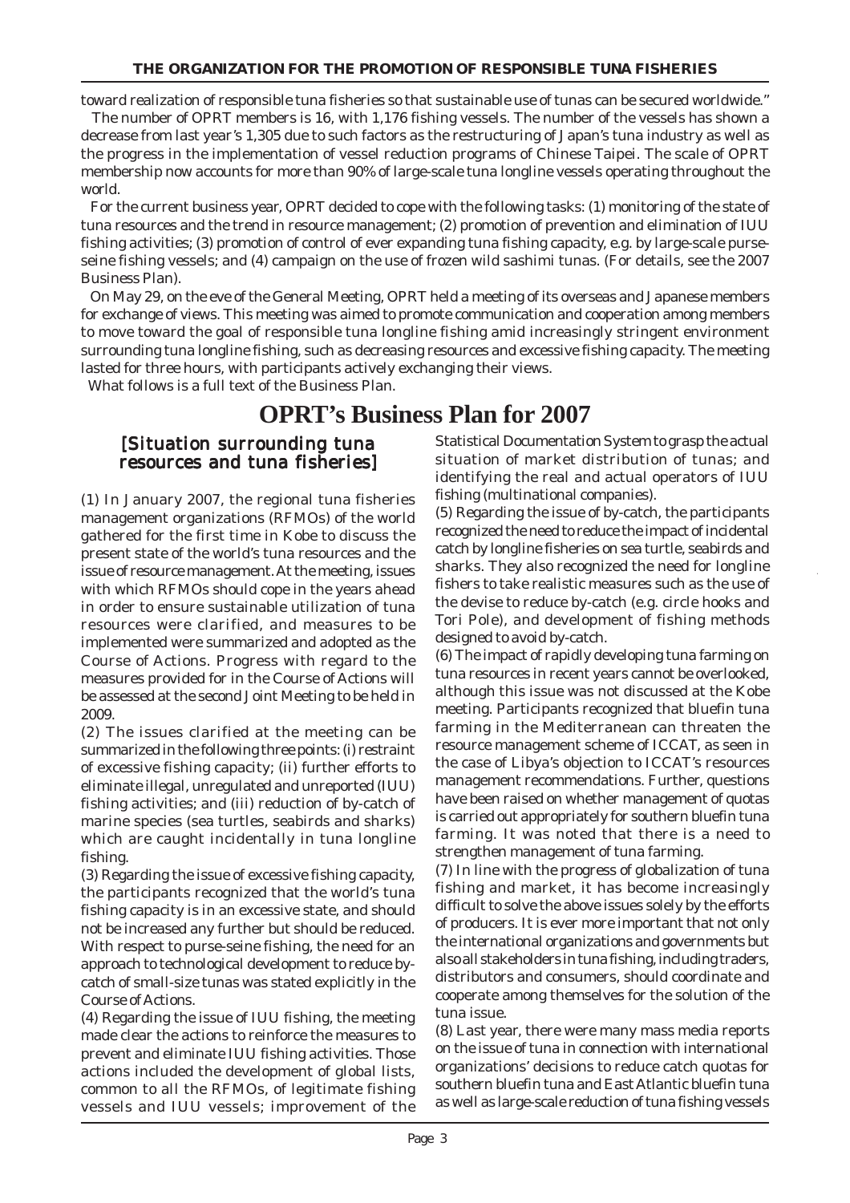toward realization of responsible tuna fisheries so that sustainable use of tunas can be secured worldwide."

The number of OPRT members is 16, with 1,176 fishing vessels. The number of the vessels has shown a decrease from last year's 1,305 due to such factors as the restructuring of Japan's tuna industry as well as the progress in the implementation of vessel reduction programs of Chinese Taipei. The scale of OPRT membership now accounts for more than 90% of large-scale tuna longline vessels operating throughout the world.

For the current business year, OPRT decided to cope with the following tasks: (1) monitoring of the state of tuna resources and the trend in resource management; (2) promotion of prevention and elimination of IUU fishing activities; (3) promotion of control of ever expanding tuna fishing capacity, e.g. by large-scale purse-seine fishing vessels; and (4) campaign on the use of frozen wild sashimi tunas. (For details, see the 2007 Business Plan).

On May 29, on the eve of the General Meeting, OPRT held a meeting of its overseas and Japanese members for exchange of views. This meeting was aimed to promote communication and cooperation among members to move toward the goal of responsible tuna longline fishing amid increasingly stringent environment surrounding tuna longline fishing, such as decreasing resources and excessive fishing capacity. The meeting lasted for three hours, with participants actively exchanging their views.

What follows is a full text of the Business Plan.

# OPRT's Business Plan for 2007

## [Situation surrounding tuna resources and tuna fisheries]

(1) In January 2007, the regional tuna fisheries management organizations (RFMOs) of the world gathered for the first time in Kobe to discuss the present state of the world's tuna resources and the issue of resource management. At the meeting, issues with which RFMOs should cope in the years ahead in order to ensure sustainable utilization of tuna resources were clarified, and measures to be implemented were summarized and adopted as the Course of Actions. Progress with regard to the measures provided for in the Course of Actions will be assessed at the second Joint Meeting to be held in 2009.

(2) The issues clarified at the meeting can be summarized in the following three points: (i) restraint of excessive fishing capacity; (ii) further efforts to eliminate illegal, unregulated and unreported (IUU) fishing activities; and (iii) reduction of by-catch of marine species (sea turtles, seabirds and sharks) which are caught incidentally in tuna longline fishing.

(3) Regarding the issue of excessive fishing capacity, the participants recognized that the world's tuna fishing capacity is in an excessive state, and should not be increased any further but should be reduced. With respect to purse-seine fishing, the need for an approach to technological development to reduce by-catch of small-size tunas was stated explicitly in the Course of Actions.

(4) Regarding the issue of IUU fishing, the meeting made clear the actions to reinforce the measures to prevent and eliminate IUU fishing activities. Those actions included the development of global lists, common to all the RFMOs, of legitimate fishing vessels and IUU vessels; improvement of the Statistical Documentation System to grasp the actual situation of market distribution of tunas; and identifying the real and actual operators of IUU fishing (multinational companies).

(5) Regarding the issue of by-catch, the participants recognized the need to reduce the impact of incidental catch by longline fisheries on sea turtle, seabirds and sharks. They also recognized the need for longline fishers to take realistic measures such as the use of the devise to reduce by-catch (e.g. circle hooks and Tori Pole), and development of fishing methods designed to avoid by-catch.

(6) The impact of rapidly developing tuna farming on tuna resources in recent years cannot be overlooked, although this issue was not discussed at the Kobe meeting. Participants recognized that bluefin tuna farming in the Mediterranean can threaten the resource management scheme of ICCAT, as seen in the case of Libya's objection to ICCAT's resources management recommendations. Further, questions have been raised on whether management of quotas is carried out appropriately for southern bluefin tuna farming. It was noted that there is a need to strengthen management of tuna farming.

(7) In line with the progress of globalization of tuna fishing and market, it has become increasingly difficult to solve the above issues solely by the efforts of producers. It is ever more important that not only the international organizations and governments but also all stakeholders in tuna fishing, including traders, distributors and consumers, should coordinate and cooperate among themselves for the solution of the tuna issue.

(8) Last year, there were many mass media reports on the issue of tuna in connection with international organizations' decisions to reduce catch quotas for southern bluefin tuna and East Atlantic bluefin tuna as well as large-scale reduction of tuna fishing vessels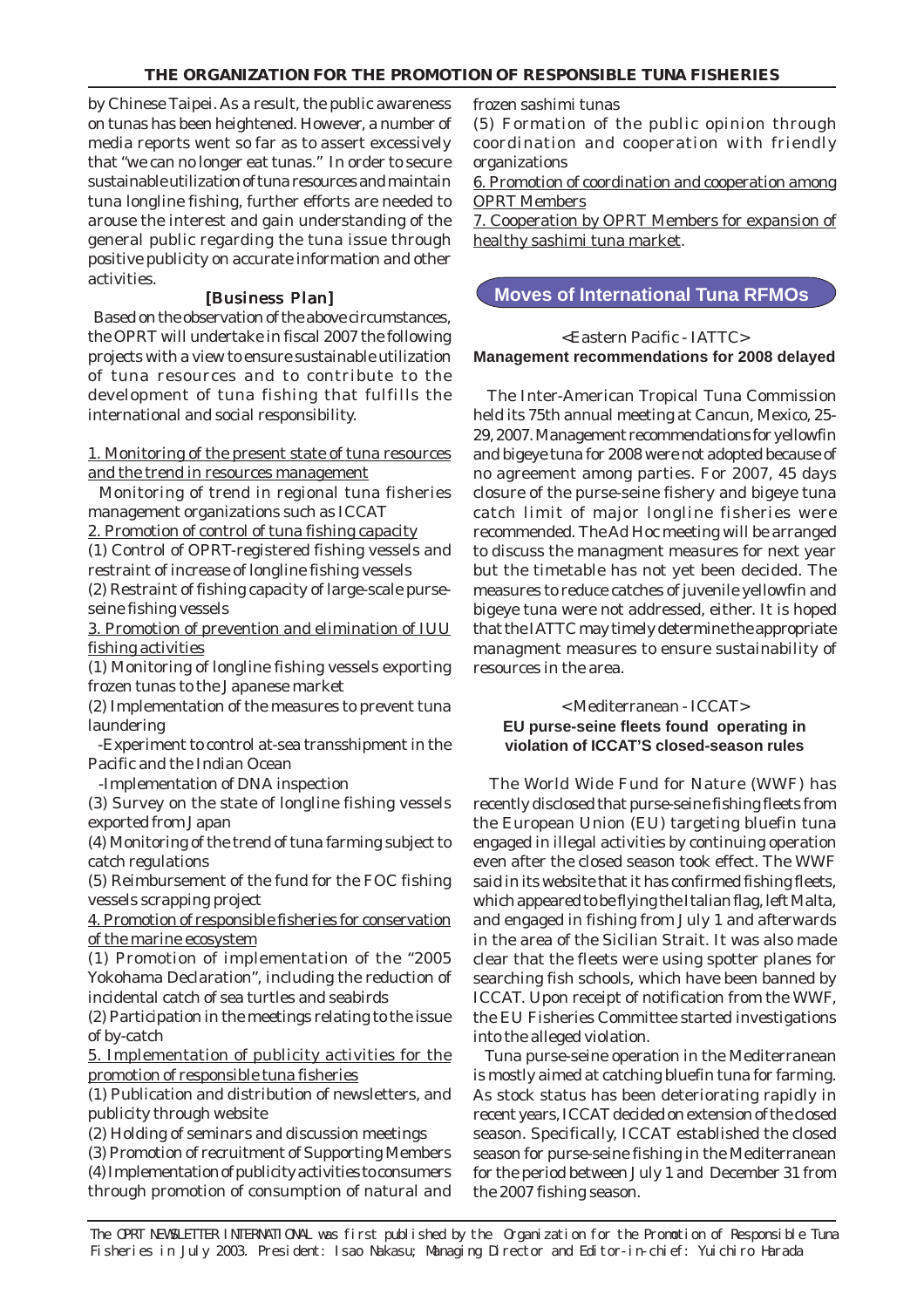by Chinese Taipei. As a result, the public awareness on tunas has been heightened. However, a number of media reports went so far as to assert excessively that "we can no longer eat tunas." In order to secure sustainable utilization of tuna resources and maintain tuna longline fishing, further efforts are needed to arouse the interest and gain understanding of the general public regarding the tuna issue through positive publicity on accurate information and other activities.

### [Business Plan]

Based on the observation of the above circumstances, the OPRT will undertake in fiscal 2007 the following projects with a view to ensure sustainable utilization of tuna resources and to contribute to the development of tuna fishing that fulfills the international and social responsibility.

1. Monitoring of the present state of tuna resources and the trend in resources management

Monitoring of trend in regional tuna fisheries management organizations such as ICCAT

2. Promotion of control of tuna fishing capacity

(1) Control of OPRT-registered fishing vessels and restraint of increase of longline fishing vessels

(2) Restraint of fishing capacity of large-scale purse-seine fishing vessels

3. Promotion of prevention and elimination of IUU fishing activities

(1) Monitoring of longline fishing vessels exporting frozen tunas to the Japanese market

(2) Implementation of the measures to prevent tuna laundering

-Experiment to control at-sea transshipment in the Pacific and the Indian Ocean

-Implementation of DNA inspection

(3) Survey on the state of longline fishing vessels exported from Japan

(4) Monitoring of the trend of tuna farming subject to catch regulations

(5) Reimbursement of the fund for the FOC fishing vessels scrapping project

4. Promotion of responsible fisheries for conservation of the marine ecosystem

(1) Promotion of implementation of the "2005 Yokohama Declaration", including the reduction of incidental catch of sea turtles and seabirds

(2) Participation in the meetings relating to the issue of by-catch

5. Implementation of publicity activities for the promotion of responsible tuna fisheries

(1) Publication and distribution of newsletters, and publicity through website

(2) Holding of seminars and discussion meetings

(3) Promotion of recruitment of Supporting Members

(4) Implementation of publicity activities to consumers through promotion of consumption of natural and frozen sashimi tunas

(5) Formation of the public opinion through coordination and cooperation with friendly organizations

6. Promotion of coordination and cooperation among OPRT Members

7. Cooperation by OPRT Members for expansion of healthy sashimi tuna market.

## Moves of International Tuna RFMOs

### <Eastern Pacific - IATTC>
**Management recommendations for 2008 delayed**

The Inter-American Tropical Tuna Commission held its 75th annual meeting at Cancun, Mexico, 25-29, 2007. Management recommendations for yellowfin and bigeye tuna for 2008 were not adopted because of no agreement among parties. For 2007, 45 days closure of the purse-seine fishery and bigeye tuna catch limit of major longline fisheries were recommended. The Ad Hoc meeting will be arranged to discuss the managment measures for next year but the timetable has not yet been decided. The measures to reduce catches of juvenile yellowfin and bigeye tuna were not addressed, either. It is hoped that the IATTC may timely determine the appropriate managment measures to ensure sustainability of resources in the area.

### <Mediterranean - ICCAT>
**EU purse-seine fleets found operating in violation of ICCAT'S closed-season rules**

The World Wide Fund for Nature (WWF) has recently disclosed that purse-seine fishing fleets from the European Union (EU) targeting bluefin tuna engaged in illegal activities by continuing operation even after the closed season took effect. The WWF said in its website that it has confirmed fishing fleets, which appeared to be flying the Italian flag, left Malta, and engaged in fishing from July 1 and afterwards in the area of the Sicilian Strait. It was also made clear that the fleets were using spotter planes for searching fish schools, which have been banned by ICCAT. Upon receipt of notification from the WWF, the EU Fisheries Committee started investigations into the alleged violation.

Tuna purse-seine operation in the Mediterranean is mostly aimed at catching bluefin tuna for farming. As stock status has been deteriorating rapidly in recent years, ICCAT decided on extension of the closed season. Specifically, ICCAT established the closed season for purse-seine fishing in the Mediterranean for the period between July 1 and December 31 from the 2007 fishing season.

The OPRT NEWSLETTER INTERNATIONAL was first published by the Organization for the Promotion of Responsible Tuna Fisheries in July 2003. President: Isao Nakasu; Managing Director and Editor-in-chief: Yuichiro Harada